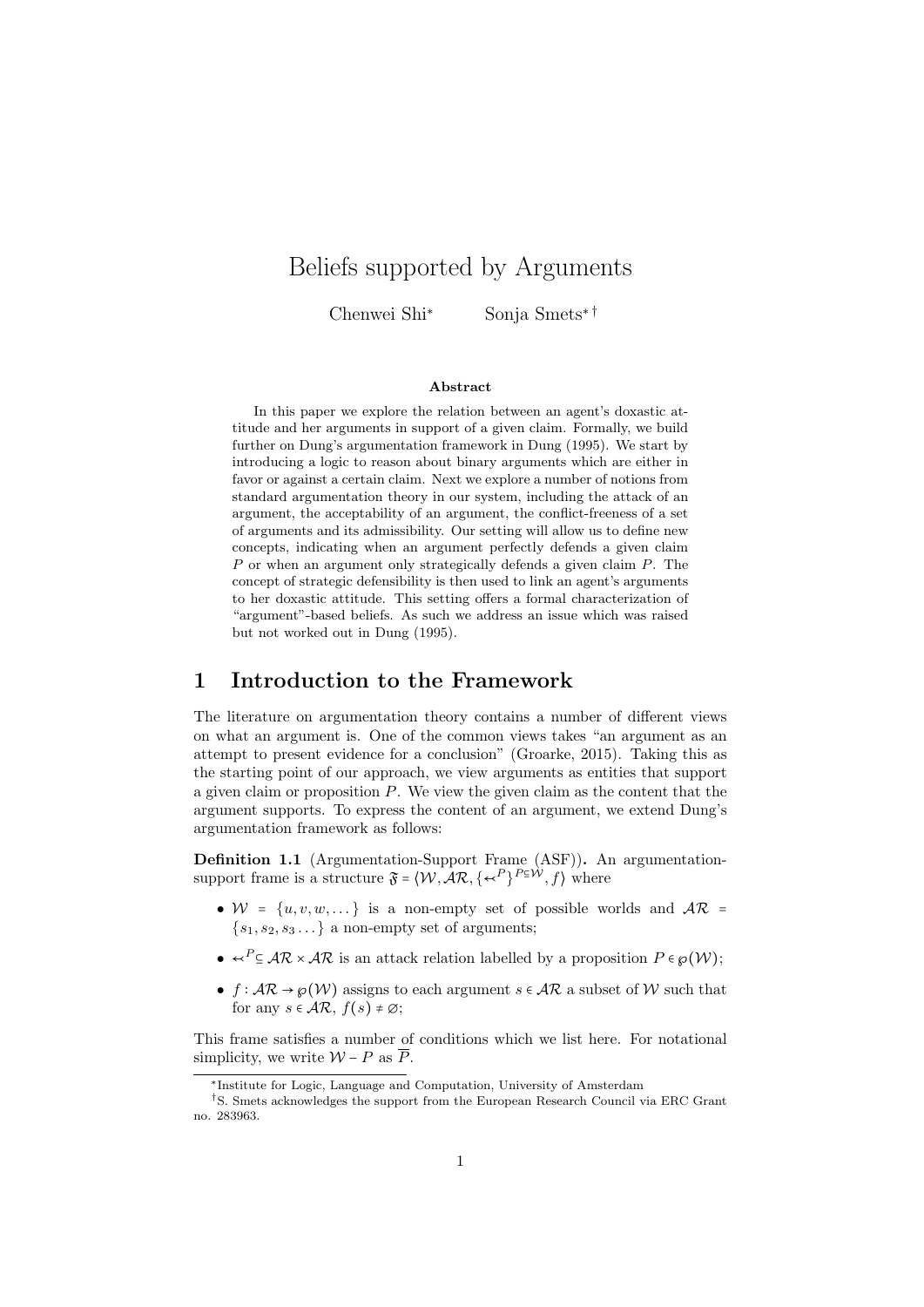// Title and authors

# Beliefs supported by Arguments

Chenwei Shi* Sonja Smets* †

### Abstract

In this paper we explore the relation between an agent's doxastic attitude and her arguments in support of a given claim. Formally, we build further on Dung's argumentation framework in Dung (1995). We start by introducing a logic to reason about binary arguments which are either in favor or against a certain claim. Next we explore a number of notions from standard argumentation theory in our system, including the attack of an argument, the acceptability of an argument, the conflict-freeness of a set of arguments and its admissibility. Our setting will allow us to define new concepts, indicating when an argument perfectly defends a given claim $P$ or when an argument only strategically defends a given claim $P$. The concept of strategic defensibility is then used to link an agent's arguments to her doxastic attitude. This setting offers a formal characterization of "argument"-based beliefs. As such we address an issue which was raised but not worked out in Dung (1995).

## 1 Introduction to the Framework

The literature on argumentation theory contains a number of different views on what an argument is. One of the common views takes "an argument as an attempt to present evidence for a conclusion" (Groarke, 2015). Taking this as the starting point of our approach, we view arguments as entities that support a given claim or proposition $P$. We view the given claim as the content that the argument supports. To express the content of an argument, we extend Dung's argumentation framework as follows:

**Definition 1.1** (Argumentation-Support Frame (ASF))**.** An argumentation-support frame is a structure $\mathfrak{F} = \langle \mathcal{W}, \mathcal{AR}, \{\leftarrowtail^P\}^{P \subseteq \mathcal{W}}, f \rangle$ where

- $\mathcal{W} = \{u, v, w, \dots\}$ is a non-empty set of possible worlds and $\mathcal{AR} = \{s_1, s_2, s_3 \dots\}$ a non-empty set of arguments;
- $\leftarrowtail^P \subseteq \mathcal{AR} \times \mathcal{AR}$ is an attack relation labelled by a proposition $P \in \wp(\mathcal{W})$;
- $f : \mathcal{AR} \to \wp(\mathcal{W})$ assigns to each argument $s \in \mathcal{AR}$ a subset of $\mathcal{W}$ such that for any $s \in \mathcal{AR}$, $f(s) \neq \varnothing$;

This frame satisfies a number of conditions which we list here. For notational simplicity, we write $\mathcal{W} - P$ as $\overline{P}$.

*Institute for Logic, Language and Computation, University of Amsterdam

†S. Smets acknowledges the support from the European Research Council via ERC Grant no. 283963.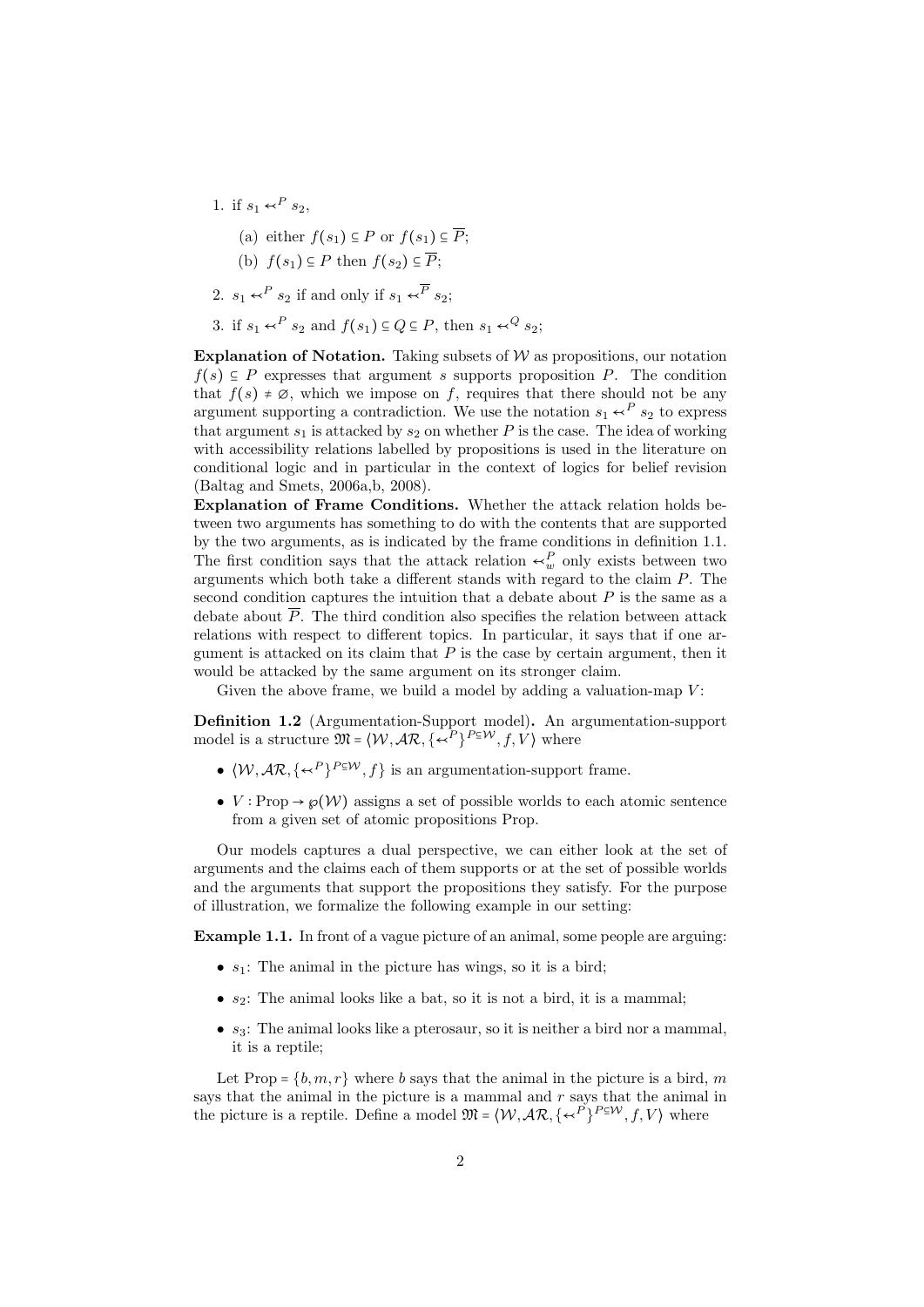1. if $s_1 \twoheadleftarrow^P s_2$,

   (a) either $f(s_1) \subseteq P$ or $f(s_1) \subseteq \overline{P}$;

   (b) $f(s_1) \subseteq P$ then $f(s_2) \subseteq \overline{P}$;

2. $s_1 \twoheadleftarrow^P s_2$ if and only if $s_1 \twoheadleftarrow^{\overline{P}} s_2$;

3. if $s_1 \twoheadleftarrow^P s_2$ and $f(s_1) \subseteq Q \subseteq P$, then $s_1 \twoheadleftarrow^Q s_2$;

**Explanation of Notation.** Taking subsets of $\mathcal{W}$ as propositions, our notation $f(s) \subseteq P$ expresses that argument $s$ supports proposition $P$. The condition that $f(s) \neq \varnothing$, which we impose on $f$, requires that there should not be any argument supporting a contradiction. We use the notation $s_1 \twoheadleftarrow^P s_2$ to express that argument $s_1$ is attacked by $s_2$ on whether $P$ is the case. The idea of working with accessibility relations labelled by propositions is used in the literature on conditional logic and in particular in the context of logics for belief revision (Baltag and Smets, 2006a,b, 2008).

**Explanation of Frame Conditions.** Whether the attack relation holds between two arguments has something to do with the contents that are supported by the two arguments, as is indicated by the frame conditions in definition 1.1. The first condition says that the attack relation $\twoheadleftarrow^P_w$ only exists between two arguments which both take a different stands with regard to the claim $P$. The second condition captures the intuition that a debate about $P$ is the same as a debate about $\overline{P}$. The third condition also specifies the relation between attack relations with respect to different topics. In particular, it says that if one argument is attacked on its claim that $P$ is the case by certain argument, then it would be attacked by the same argument on its stronger claim.

Given the above frame, we build a model by adding a valuation-map $V$:

**Definition 1.2** (Argumentation-Support model)**.** An argumentation-support model is a structure $\mathfrak{M} = \langle \mathcal{W}, \mathcal{AR}, \{\twoheadleftarrow^P\}^{P \subseteq \mathcal{W}}, f, V\rangle$ where

- $\langle \mathcal{W}, \mathcal{AR}, \{\twoheadleftarrow^P\}^{P \subseteq \mathcal{W}}, f\rangle$ is an argumentation-support frame.
- $V : \text{Prop} \to \wp(\mathcal{W})$ assigns a set of possible worlds to each atomic sentence from a given set of atomic propositions Prop.

Our models captures a dual perspective, we can either look at the set of arguments and the claims each of them supports or at the set of possible worlds and the arguments that support the propositions they satisfy. For the purpose of illustration, we formalize the following example in our setting:

**Example 1.1.** In front of a vague picture of an animal, some people are arguing:

- $s_1$: The animal in the picture has wings, so it is a bird;
- $s_2$: The animal looks like a bat, so it is not a bird, it is a mammal;
- $s_3$: The animal looks like a pterosaur, so it is neither a bird nor a mammal, it is a reptile;

Let Prop $= \{b, m, r\}$ where $b$ says that the animal in the picture is a bird, $m$ says that the animal in the picture is a mammal and $r$ says that the animal in the picture is a reptile. Define a model $\mathfrak{M} = \langle \mathcal{W}, \mathcal{AR}, \{\twoheadleftarrow^P\}^{P \subseteq \mathcal{W}}, f, V\rangle$ where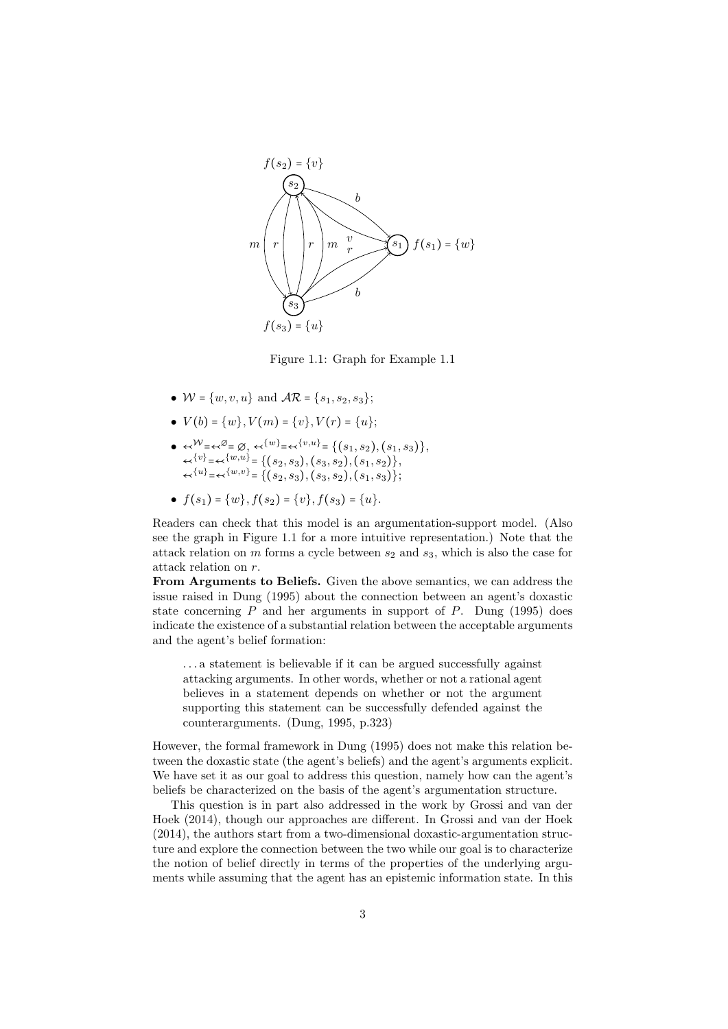Figure 1.1: Graph for Example 1.1

- $\mathcal{W} = \{w, v, u\}$ and $\mathcal{AR} = \{s_1, s_2, s_3\}$;
- $V(b) = \{w\}, V(m) = \{v\}, V(r) = \{u\}$;
- $\twoheadleftarrow^{\mathcal{W}} = \twoheadleftarrow^{\varnothing} = \varnothing$, $\twoheadleftarrow^{\{w\}} = \twoheadleftarrow^{\{v,u\}} = \{(s_1, s_2), (s_1, s_3)\}$,
  $\twoheadleftarrow^{\{v\}} = \twoheadleftarrow^{\{w,u\}} = \{(s_2, s_3), (s_3, s_2), (s_1, s_2)\}$,
  $\twoheadleftarrow^{\{u\}} = \twoheadleftarrow^{\{w,v\}} = \{(s_2, s_3), (s_3, s_2), (s_1, s_3)\}$;
- $f(s_1) = \{w\}, f(s_2) = \{v\}, f(s_3) = \{u\}$.

Readers can check that this model is an argumentation-support model. (Also see the graph in Figure 1.1 for a more intuitive representation.) Note that the attack relation on $m$ forms a cycle between $s_2$ and $s_3$, which is also the case for attack relation on $r$.

**From Arguments to Beliefs.** Given the above semantics, we can address the issue raised in Dung (1995) about the connection between an agent's doxastic state concerning $P$ and her arguments in support of $P$. Dung (1995) does indicate the existence of a substantial relation between the acceptable arguments and the agent's belief formation:

> ...a statement is believable if it can be argued successfully against attacking arguments. In other words, whether or not a rational agent believes in a statement depends on whether or not the argument supporting this statement can be successfully defended against the counterarguments. (Dung, 1995, p.323)

However, the formal framework in Dung (1995) does not make this relation between the doxastic state (the agent's beliefs) and the agent's arguments explicit. We have set it as our goal to address this question, namely how can the agent's beliefs be characterized on the basis of the agent's argumentation structure.

This question is in part also addressed in the work by Grossi and van der Hoek (2014), though our approaches are different. In Grossi and van der Hoek (2014), the authors start from a two-dimensional doxastic-argumentation structure and explore the connection between the two while our goal is to characterize the notion of belief directly in terms of the properties of the underlying arguments while assuming that the agent has an epistemic information state. In this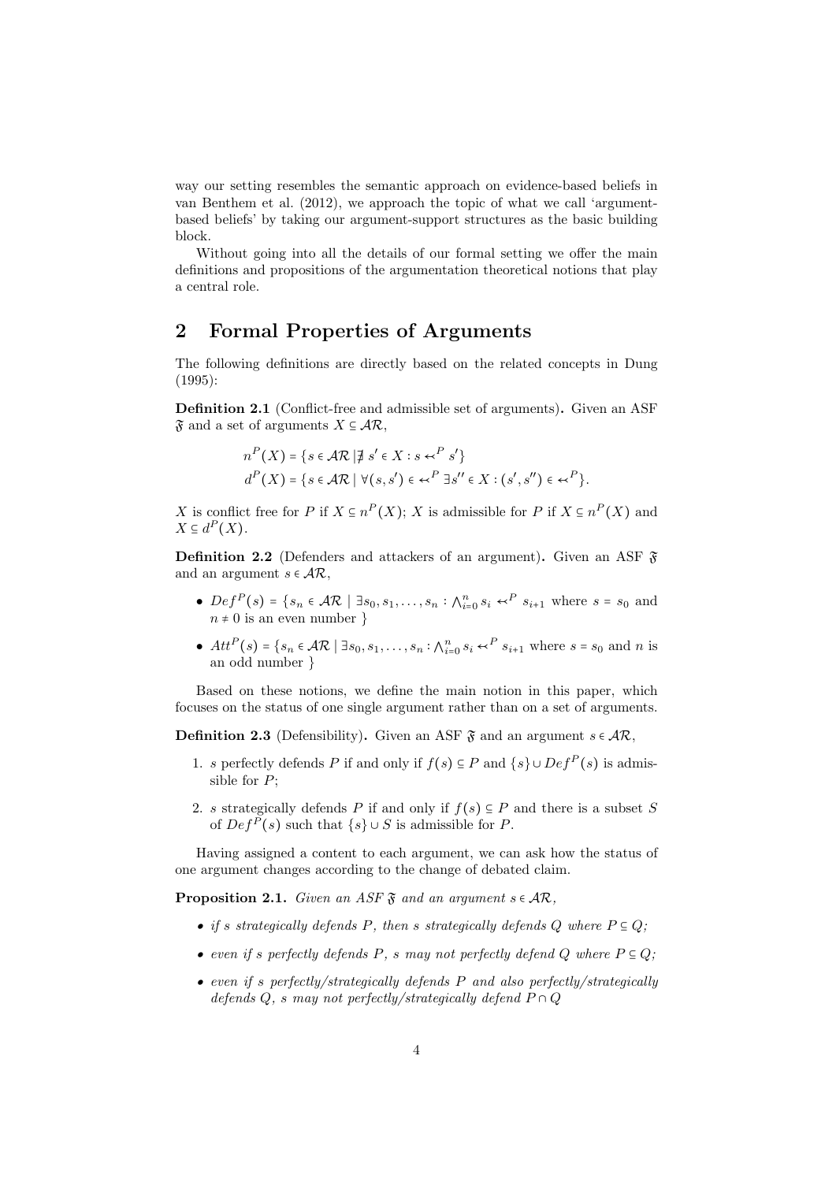way our setting resembles the semantic approach on evidence-based beliefs in van Benthem et al. (2012), we approach the topic of what we call 'argument-based beliefs' by taking our argument-support structures as the basic building block.

Without going into all the details of our formal setting we offer the main definitions and propositions of the argumentation theoretical notions that play a central role.

## 2 Formal Properties of Arguments

The following definitions are directly based on the related concepts in Dung (1995):

**Definition 2.1** (Conflict-free and admissible set of arguments)**.** Given an ASF $\mathfrak{F}$ and a set of arguments $X \subseteq \mathcal{AR}$,

$$n^P(X) = \{s \in \mathcal{AR} \mid \nexists\, s' \in X : s \twoheadleftarrow^P s'\}$$
$$d^P(X) = \{s \in \mathcal{AR} \mid \forall (s, s') \in \twoheadleftarrow^P \exists s'' \in X : (s', s'') \in \twoheadleftarrow^P\}.$$

$X$ is conflict free for $P$ if $X \subseteq n^P(X)$; $X$ is admissible for $P$ if $X \subseteq n^P(X)$ and $X \subseteq d^P(X)$.

**Definition 2.2** (Defenders and attackers of an argument)**.** Given an ASF $\mathfrak{F}$ and an argument $s \in \mathcal{AR}$,

- $Def^P(s) = \{s_n \in \mathcal{AR} \mid \exists s_0, s_1, \dots, s_n : \bigwedge_{i=0}^{n} s_i \twoheadleftarrow^P s_{i+1}$ where $s = s_0$ and $n \neq 0$ is an even number $\}$
- $Att^P(s) = \{s_n \in \mathcal{AR} \mid \exists s_0, s_1, \dots, s_n : \bigwedge_{i=0}^{n} s_i \twoheadleftarrow^P s_{i+1}$ where $s = s_0$ and $n$ is an odd number $\}$

Based on these notions, we define the main notion in this paper, which focuses on the status of one single argument rather than on a set of arguments.

**Definition 2.3** (Defensibility)**.** Given an ASF $\mathfrak{F}$ and an argument $s \in \mathcal{AR}$,

1. $s$ perfectly defends $P$ if and only if $f(s) \subseteq P$ and $\{s\} \cup Def^P(s)$ is admissible for $P$;
2. $s$ strategically defends $P$ if and only if $f(s) \subseteq P$ and there is a subset $S$ of $Def^P(s)$ such that $\{s\} \cup S$ is admissible for $P$.

Having assigned a content to each argument, we can ask how the status of one argument changes according to the change of debated claim.

**Proposition 2.1.** *Given an ASF $\mathfrak{F}$ and an argument $s \in \mathcal{AR}$,*

- *if $s$ strategically defends $P$, then $s$ strategically defends $Q$ where $P \subseteq Q$;*
- *even if $s$ perfectly defends $P$, $s$ may not perfectly defend $Q$ where $P \subseteq Q$;*
- *even if $s$ perfectly/strategically defends $P$ and also perfectly/strategically defends $Q$, $s$ may not perfectly/strategically defend $P \cap Q$*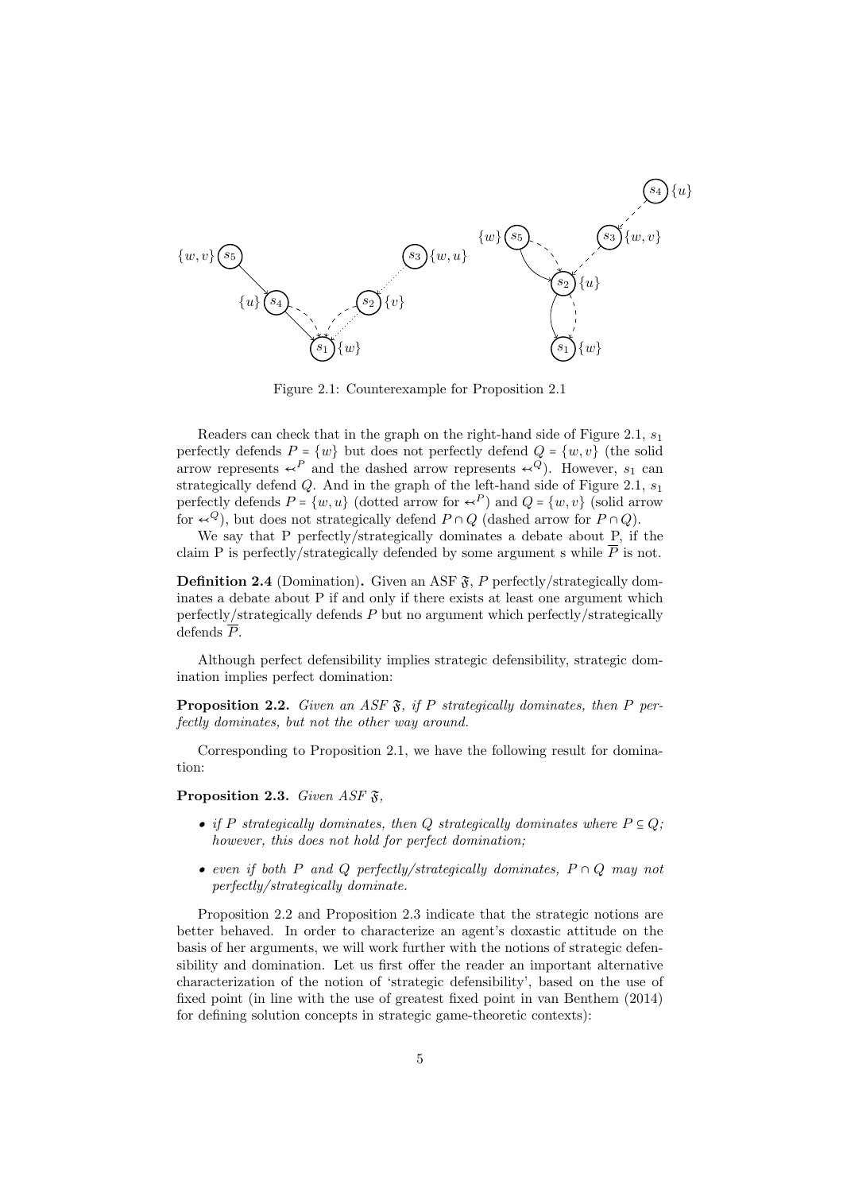Figure 2.1: Counterexample for Proposition 2.1

Readers can check that in the graph on the right-hand side of Figure 2.1, $s_1$ perfectly defends $P = \{w\}$ but does not perfectly defend $Q = \{w, v\}$ (the solid arrow represents $\twoheadleftarrow^P$ and the dashed arrow represents $\twoheadleftarrow^Q$). However, $s_1$ can strategically defend $Q$. And in the graph of the left-hand side of Figure 2.1, $s_1$ perfectly defends $P = \{w, u\}$ (dotted arrow for $\twoheadleftarrow^P$) and $Q = \{w, v\}$ (solid arrow for $\twoheadleftarrow^Q$), but does not strategically defend $P \cap Q$ (dashed arrow for $P \cap Q$).

We say that P perfectly/strategically dominates a debate about P, if the claim P is perfectly/strategically defended by some argument s while $\overline{P}$ is not.

**Definition 2.4** (Domination)**.** Given an ASF $\mathfrak{F}$, $P$ perfectly/strategically dominates a debate about P if and only if there exists at least one argument which perfectly/strategically defends $P$ but no argument which perfectly/strategically defends $\overline{P}$.

Although perfect defensibility implies strategic defensibility, strategic domination implies perfect domination:

**Proposition 2.2.** *Given an ASF $\mathfrak{F}$, if $P$ strategically dominates, then $P$ perfectly dominates, but not the other way around.*

Corresponding to Proposition 2.1, we have the following result for domination:

**Proposition 2.3.** *Given ASF $\mathfrak{F}$,*

- *if $P$ strategically dominates, then $Q$ strategically dominates where $P \subseteq Q$; however, this does not hold for perfect domination;*
- *even if both $P$ and $Q$ perfectly/strategically dominates, $P \cap Q$ may not perfectly/strategically dominate.*

Proposition 2.2 and Proposition 2.3 indicate that the strategic notions are better behaved. In order to characterize an agent's doxastic attitude on the basis of her arguments, we will work further with the notions of strategic defensibility and domination. Let us first offer the reader an important alternative characterization of the notion of 'strategic defensibility', based on the use of fixed point (in line with the use of greatest fixed point in van Benthem (2014) for defining solution concepts in strategic game-theoretic contexts):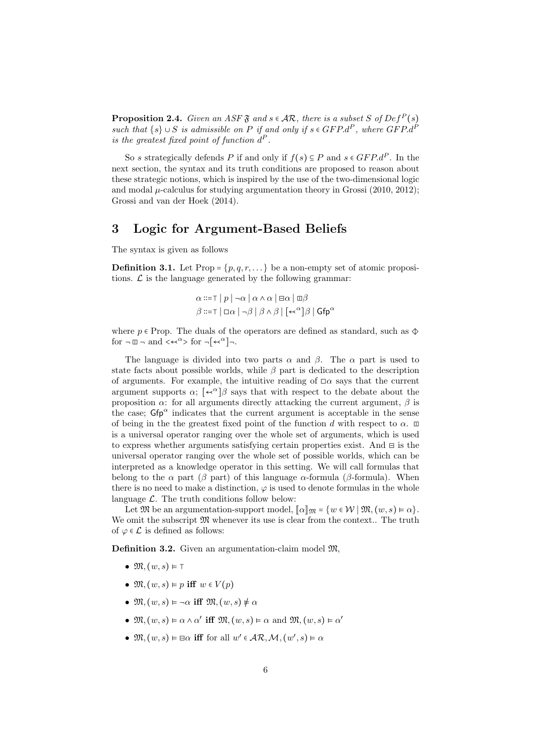**Proposition 2.4.** *Given an ASF $\mathfrak{F}$ and $s \in \mathcal{AR}$, there is a subset $S$ of $Def^P(s)$ such that $\{s\} \cup S$ is admissible on $P$ if and only if $s \in GFP.d^P$, where $GFP.d^P$ is the greatest fixed point of function $d^P$.*

So $s$ strategically defends $P$ if and only if $f(s) \subseteq P$ and $s \in GFP.d^P$. In the next section, the syntax and its truth conditions are proposed to reason about these strategic notions, which is inspired by the use of the two-dimensional logic and modal $\mu$-calculus for studying argumentation theory in Grossi (2010, 2012); Grossi and van der Hoek (2014).

# 3 Logic for Argument-Based Beliefs

The syntax is given as follows

**Definition 3.1.** Let Prop $= \{p, q, r, \dots\}$ be a non-empty set of atomic propositions. $\mathcal{L}$ is the language generated by the following grammar:

$$\alpha ::= \top \mid p \mid \neg\alpha \mid \alpha \wedge \alpha \mid \boxminus\alpha \mid \boxplus\beta$$
$$\beta ::= \top \mid \Box\alpha \mid \neg\beta \mid \beta \wedge \beta \mid [\twoheadleftarrow^{\alpha}]\beta \mid \mathsf{Gfp}^{\alpha}$$

where $p \in$ Prop. The duals of the operators are defined as standard, such as $\diamondplus$ for $\neg \boxplus \neg$ and $<\twoheadleftarrow^{\alpha}>$ for $\neg[\twoheadleftarrow^{\alpha}]\neg$.

The language is divided into two parts $\alpha$ and $\beta$. The $\alpha$ part is used to state facts about possible worlds, while $\beta$ part is dedicated to the description of arguments. For example, the intuitive reading of $\Box\alpha$ says that the current argument supports $\alpha$; $[\twoheadleftarrow^{\alpha}]\beta$ says that with respect to the debate about the proposition $\alpha$: for all arguments directly attacking the current argument, $\beta$ is the case; $\mathsf{Gfp}^{\alpha}$ indicates that the current argument is acceptable in the sense of being in the the greatest fixed point of the function $d$ with respect to $\alpha$. $\boxplus$ is a universal operator ranging over the whole set of arguments, which is used to express whether arguments satisfying certain properties exist. And $\boxminus$ is the universal operator ranging over the whole set of possible worlds, which can be interpreted as a knowledge operator in this setting. We will call formulas that belong to the $\alpha$ part ($\beta$ part) of this language $\alpha$-formula ($\beta$-formula). When there is no need to make a distinction, $\varphi$ is used to denote formulas in the whole language $\mathcal{L}$. The truth conditions follow below:

Let $\mathfrak{M}$ be an argumentation-support model, $[\![\alpha]\!]_{\mathfrak{M}} = \{w \in \mathcal{W} \mid \mathfrak{M}, (w, s) \vDash \alpha\}$. We omit the subscript $\mathfrak{M}$ whenever its use is clear from the context.. The truth of $\varphi \in \mathcal{L}$ is defined as follows:

**Definition 3.2.** Given an argumentation-claim model $\mathfrak{M}$,

- $\mathfrak{M}, (w, s) \vDash \top$
- $\mathfrak{M}, (w, s) \vDash p$ **iff** $w \in V(p)$
- $\mathfrak{M}, (w, s) \vDash \neg\alpha$ **iff** $\mathfrak{M}, (w, s) \nvDash \alpha$
- $\mathfrak{M}, (w, s) \vDash \alpha \wedge \alpha'$ **iff** $\mathfrak{M}, (w, s) \vDash \alpha$ and $\mathfrak{M}, (w, s) \vDash \alpha'$
- $\mathfrak{M}, (w, s) \vDash \boxminus\alpha$ **iff** for all $w' \in \mathcal{AR}, \mathcal{M}, (w', s) \vDash \alpha$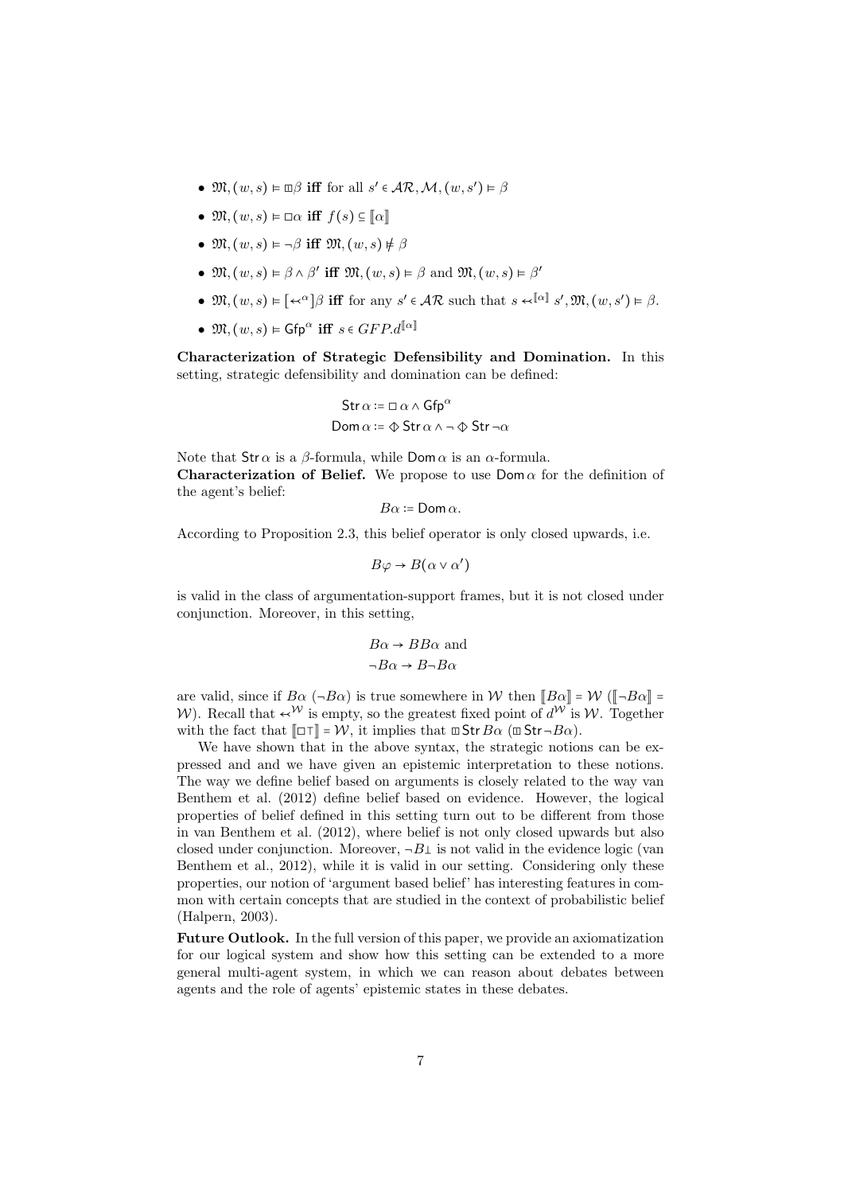- $\mathfrak{M},(w,s) \vDash \boxplus\beta$ **iff** for all $s' \in \mathcal{AR}, \mathcal{M},(w,s') \vDash \beta$
- $\mathfrak{M},(w,s) \vDash \Box\alpha$ **iff** $f(s) \subseteq [\![\alpha]\!]$
- $\mathfrak{M},(w,s) \vDash \neg\beta$ **iff** $\mathfrak{M},(w,s) \nvDash \beta$
- $\mathfrak{M},(w,s) \vDash \beta \wedge \beta'$ **iff** $\mathfrak{M},(w,s) \vDash \beta$ and $\mathfrak{M},(w,s) \vDash \beta'$
- $\mathfrak{M},(w,s) \vDash [\leftarrowtail^{\alpha}]\beta$ **iff** for any $s' \in \mathcal{AR}$ such that $s \leftarrowtail^{[\![\alpha]\!]} s', \mathfrak{M},(w,s') \vDash \beta$.
- $\mathfrak{M},(w,s) \vDash \mathsf{Gfp}^{\alpha}$ **iff** $s \in GFP.d^{[\![\alpha]\!]}$

**Characterization of Strategic Defensibility and Domination.** In this setting, strategic defensibility and domination can be defined:

$$\mathsf{Str}\,\alpha := \Box\,\alpha \wedge \mathsf{Gfp}^{\alpha}$$
$$\mathsf{Dom}\,\alpha := \diamondsuit\,\mathsf{Str}\,\alpha \wedge \neg\diamondsuit\,\mathsf{Str}\,\neg\alpha$$

Note that $\mathsf{Str}\,\alpha$ is a $\beta$-formula, while $\mathsf{Dom}\,\alpha$ is an $\alpha$-formula.
**Characterization of Belief.** We propose to use $\mathsf{Dom}\,\alpha$ for the definition of the agent's belief:

$$B\alpha := \mathsf{Dom}\,\alpha.$$

According to Proposition 2.3, this belief operator is only closed upwards, i.e.

$$B\varphi \to B(\alpha \vee \alpha')$$

is valid in the class of argumentation-support frames, but it is not closed under conjunction. Moreover, in this setting,

$$B\alpha \to BB\alpha \text{ and}$$
$$\neg B\alpha \to B\neg B\alpha$$

are valid, since if $B\alpha$ ($\neg B\alpha$) is true somewhere in $\mathcal{W}$ then $[\![B\alpha]\!] = \mathcal{W}$ ($[\![\neg B\alpha]\!] = \mathcal{W}$). Recall that $\leftarrowtail^{\mathcal{W}}$ is empty, so the greatest fixed point of $d^{\mathcal{W}}$ is $\mathcal{W}$. Together with the fact that $[\![\Box\top]\!] = \mathcal{W}$, it implies that $\boxplus\,\mathsf{Str}\,B\alpha$ ($\boxplus\,\mathsf{Str}\,\neg B\alpha$).

We have shown that in the above syntax, the strategic notions can be expressed and and we have given an epistemic interpretation to these notions. The way we define belief based on arguments is closely related to the way van Benthem et al. (2012) define belief based on evidence. However, the logical properties of belief defined in this setting turn out to be different from those in van Benthem et al. (2012), where belief is not only closed upwards but also closed under conjunction. Moreover, $\neg B\bot$ is not valid in the evidence logic (van Benthem et al., 2012), while it is valid in our setting. Considering only these properties, our notion of 'argument based belief' has interesting features in common with certain concepts that are studied in the context of probabilistic belief (Halpern, 2003).

**Future Outlook.** In the full version of this paper, we provide an axiomatization for our logical system and show how this setting can be extended to a more general multi-agent system, in which we can reason about debates between agents and the role of agents' epistemic states in these debates.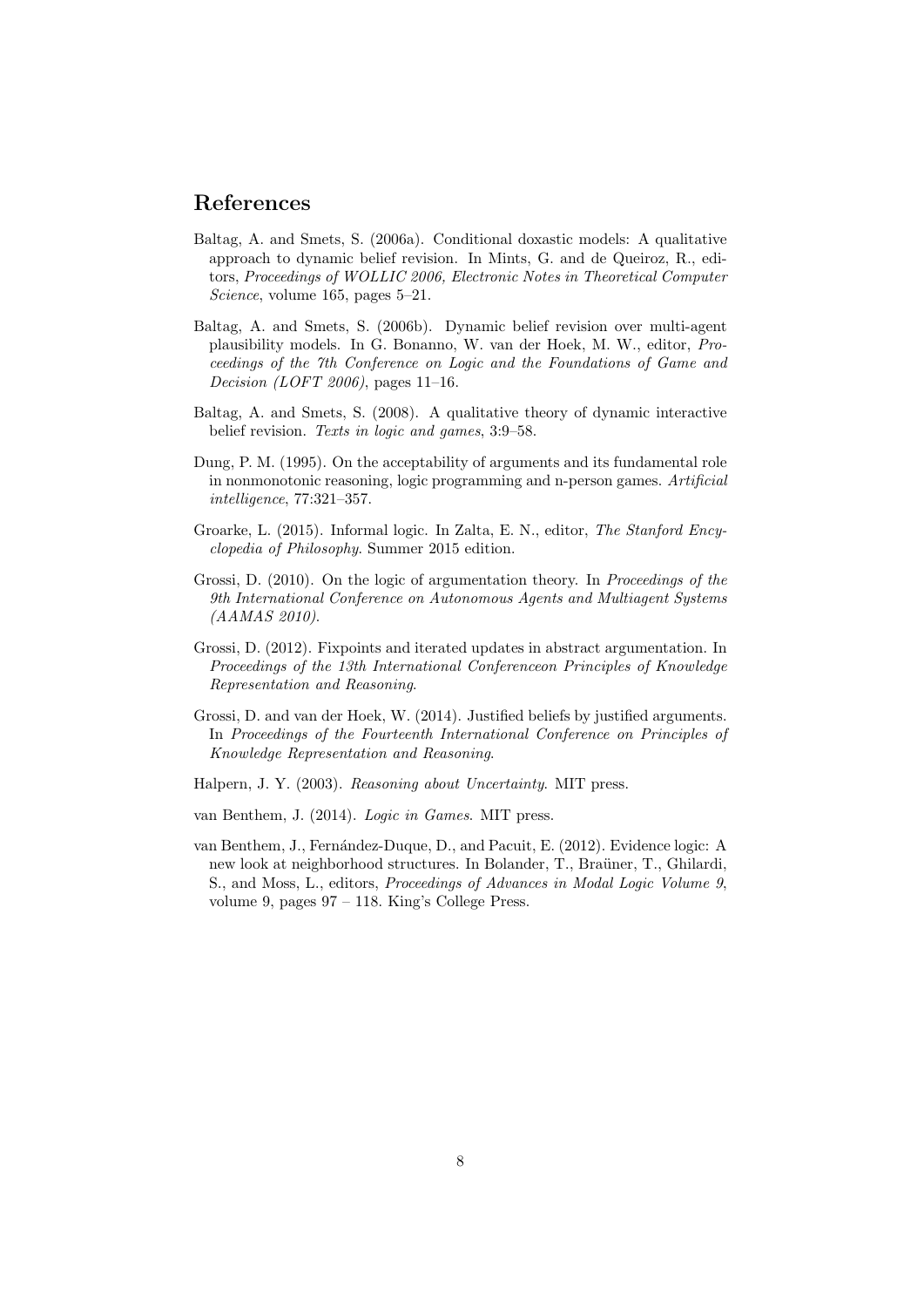## References

Baltag, A. and Smets, S. (2006a). Conditional doxastic models: A qualitative approach to dynamic belief revision. In Mints, G. and de Queiroz, R., editors, *Proceedings of WOLLIC 2006, Electronic Notes in Theoretical Computer Science*, volume 165, pages 5–21.

Baltag, A. and Smets, S. (2006b). Dynamic belief revision over multi-agent plausibility models. In G. Bonanno, W. van der Hoek, M. W., editor, *Proceedings of the 7th Conference on Logic and the Foundations of Game and Decision (LOFT 2006)*, pages 11–16.

Baltag, A. and Smets, S. (2008). A qualitative theory of dynamic interactive belief revision. *Texts in logic and games*, 3:9–58.

Dung, P. M. (1995). On the acceptability of arguments and its fundamental role in nonmonotonic reasoning, logic programming and n-person games. *Artificial intelligence*, 77:321–357.

Groarke, L. (2015). Informal logic. In Zalta, E. N., editor, *The Stanford Encyclopedia of Philosophy*. Summer 2015 edition.

Grossi, D. (2010). On the logic of argumentation theory. In *Proceedings of the 9th International Conference on Autonomous Agents and Multiagent Systems (AAMAS 2010)*.

Grossi, D. (2012). Fixpoints and iterated updates in abstract argumentation. In *Proceedings of the 13th International Conferenceon Principles of Knowledge Representation and Reasoning*.

Grossi, D. and van der Hoek, W. (2014). Justified beliefs by justified arguments. In *Proceedings of the Fourteenth International Conference on Principles of Knowledge Representation and Reasoning*.

Halpern, J. Y. (2003). *Reasoning about Uncertainty*. MIT press.

van Benthem, J. (2014). *Logic in Games*. MIT press.

van Benthem, J., Fernández-Duque, D., and Pacuit, E. (2012). Evidence logic: A new look at neighborhood structures. In Bolander, T., Braüner, T., Ghilardi, S., and Moss, L., editors, *Proceedings of Advances in Modal Logic Volume 9*, volume 9, pages 97 – 118. King's College Press.